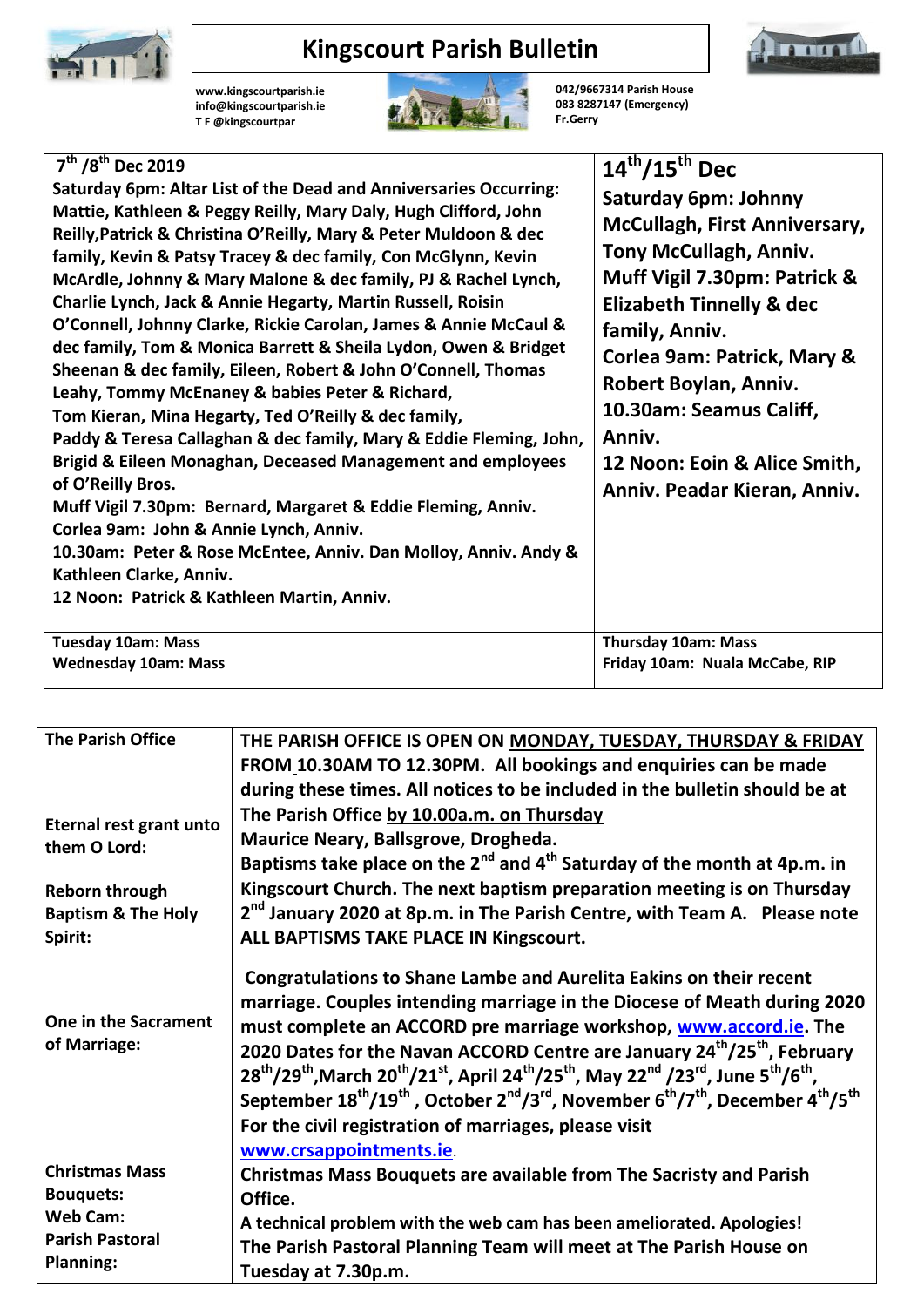# Kingscourt Parish Bulletin

www.kingscourtparish.ie
info@kingscourtparish.ie
T F @kingscourtpar

042/9667314 Parish House
083 8287147 (Emergency)
Fr.Gerry

| 7th /8th Dec 2019 | 14th/15th Dec |
|---|---|
| **Saturday 6pm: Altar List of the Dead and Anniversaries Occurring:** Mattie, Kathleen & Peggy Reilly, Mary Daly, Hugh Clifford, John Reilly,Patrick & Christina O'Reilly, Mary & Peter Muldoon & dec family, Kevin & Patsy Tracey & dec family, Con McGlynn, Kevin McArdle, Johnny & Mary Malone & dec family, PJ & Rachel Lynch, Charlie Lynch, Jack & Annie Hegarty, Martin Russell, Roisin O'Connell, Johnny Clarke, Rickie Carolan, James & Annie McCaul & dec family, Tom & Monica Barrett & Sheila Lydon, Owen & Bridget Sheenan & dec family, Eileen, Robert & John O'Connell, Thomas Leahy, Tommy McEnaney & babies Peter & Richard, Tom Kieran, Mina Hegarty, Ted O'Reilly & dec family, Paddy & Teresa Callaghan & dec family, Mary & Eddie Fleming, John, Brigid & Eileen Monaghan, Deceased Management and employees of O'Reilly Bros. **Muff Vigil 7.30pm:** Bernard, Margaret & Eddie Fleming, Anniv. **Corlea 9am:** John & Annie Lynch, Anniv. **10.30am:** Peter & Rose McEntee, Anniv. Dan Molloy, Anniv. Andy & Kathleen Clarke, Anniv. **12 Noon:** Patrick & Kathleen Martin, Anniv. | **Saturday 6pm:** Johnny McCullagh, First Anniversary, Tony McCullagh, Anniv. **Muff Vigil 7.30pm:** Patrick & Elizabeth Tinnelly & dec family, Anniv. **Corlea 9am:** Patrick, Mary & Robert Boylan, Anniv. **10.30am:** Seamus Califf, Anniv. **12 Noon:** Eoin & Alice Smith, Anniv. Peadar Kieran, Anniv. |
| Tuesday 10am: Mass<br>Wednesday 10am: Mass | Thursday 10am: Mass<br>Friday 10am: Nuala McCabe, RIP |

| | |
|---|---|
| **The Parish Office** | THE PARISH OFFICE IS OPEN ON MONDAY, TUESDAY, THURSDAY & FRIDAY FROM 10.30AM TO 12.30PM. All bookings and enquiries can be made during these times. All notices to be included in the bulletin should be at The Parish Office by 10.00a.m. on Thursday |
| **Eternal rest grant unto them O Lord:** | Maurice Neary, Ballsgrove, Drogheda. |
| **Reborn through Baptism & The Holy Spirit:** | Baptisms take place on the 2nd and 4th Saturday of the month at 4p.m. in Kingscourt Church. The next baptism preparation meeting is on Thursday 2nd January 2020 at 8p.m. in The Parish Centre, with Team A. Please note ALL BAPTISMS TAKE PLACE IN Kingscourt. |
| **One in the Sacrament of Marriage:** | Congratulations to Shane Lambe and Aurelita Eakins on their recent marriage. Couples intending marriage in the Diocese of Meath during 2020 must complete an ACCORD pre marriage workshop, www.accord.ie. The 2020 Dates for the Navan ACCORD Centre are January 24th/25th, February 28th/29th,March 20th/21st, April 24th/25th, May 22nd /23rd, June 5th/6th, September 18th/19th , October 2nd/3rd, November 6th/7th, December 4th/5th For the civil registration of marriages, please visit www.crsappointments.ie. |
| **Christmas Mass Bouquets:** | Christmas Mass Bouquets are available from The Sacristy and Parish Office. |
| **Web Cam:** | A technical problem with the web cam has been ameliorated. Apologies! |
| **Parish Pastoral Planning:** | The Parish Pastoral Planning Team will meet at The Parish House on Tuesday at 7.30p.m. |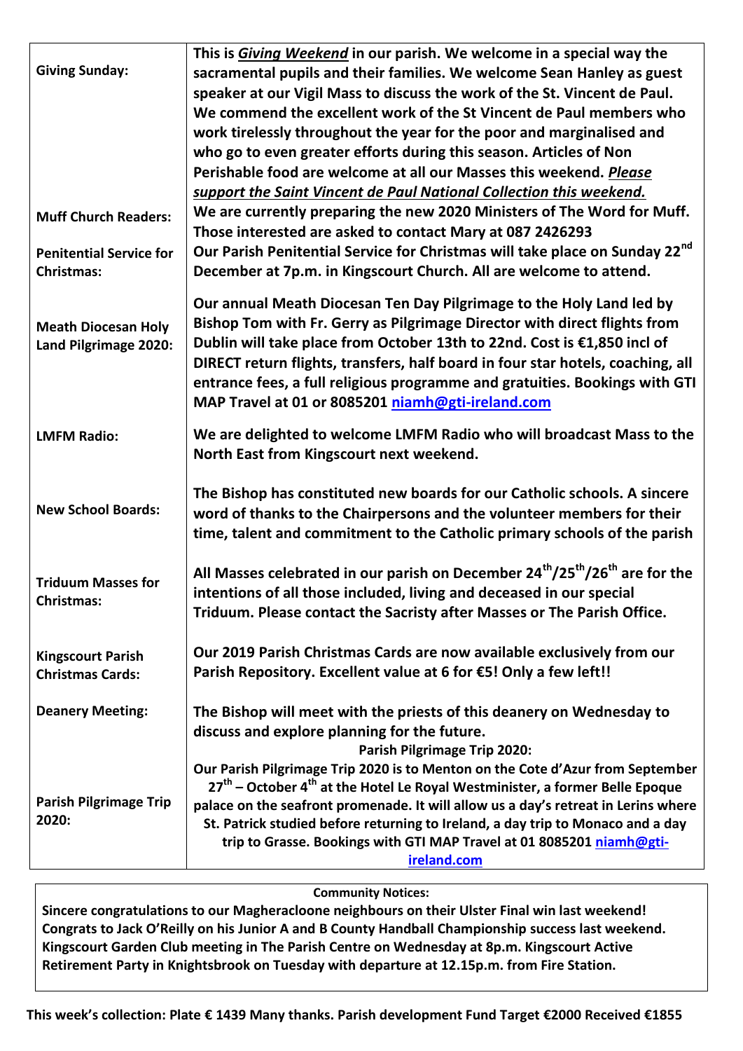| | |
|---|---|
| **Giving Sunday:** | **This is *Giving Weekend* in our parish. We welcome in a special way the sacramental pupils and their families. We welcome Sean Hanley as guest speaker at our Vigil Mass to discuss the work of the St. Vincent de Paul. We commend the excellent work of the St Vincent de Paul members who work tirelessly throughout the year for the poor and marginalised and who go to even greater efforts during this season. Articles of Non Perishable food are welcome at all our Masses this weekend. *Please support the Saint Vincent de Paul National Collection this weekend.*** |
| **Muff Church Readers:** | **We are currently preparing the new 2020 Ministers of The Word for Muff. Those interested are asked to contact Mary at 087 2426293** |
| **Penitential Service for Christmas:** | **Our Parish Penitential Service for Christmas will take place on Sunday 22nd December at 7p.m. in Kingscourt Church. All are welcome to attend.** |
| **Meath Diocesan Holy Land Pilgrimage 2020:** | **Our annual Meath Diocesan Ten Day Pilgrimage to the Holy Land led by Bishop Tom with Fr. Gerry as Pilgrimage Director with direct flights from Dublin will take place from October 13th to 22nd. Cost is €1,850 incl of DIRECT return flights, transfers, half board in four star hotels, coaching, all entrance fees, a full religious programme and gratuities. Bookings with GTI MAP Travel at 01 or 8085201 niamh@gti-ireland.com** |
| **LMFM Radio:** | **We are delighted to welcome LMFM Radio who will broadcast Mass to the North East from Kingscourt next weekend.** |
| **New School Boards:** | **The Bishop has constituted new boards for our Catholic schools. A sincere word of thanks to the Chairpersons and the volunteer members for their time, talent and commitment to the Catholic primary schools of the parish** |
| **Triduum Masses for Christmas:** | **All Masses celebrated in our parish on December 24th/25th/26th are for the intentions of all those included, living and deceased in our special Triduum. Please contact the Sacristy after Masses or The Parish Office.** |
| **Kingscourt Parish Christmas Cards:** | **Our 2019 Parish Christmas Cards are now available exclusively from our Parish Repository. Excellent value at 6 for €5! Only a few left!!** |
| **Deanery Meeting:** | **The Bishop will meet with the priests of this deanery on Wednesday to discuss and explore planning for the future.** |
| **Parish Pilgrimage Trip 2020:** | **Parish Pilgrimage Trip 2020:** **Our Parish Pilgrimage Trip 2020 is to Menton on the Cote d'Azur from September 27th – October 4th at the Hotel Le Royal Westminister, a former Belle Epoque palace on the seafront promenade. It will allow us a day's retreat in Lerins where St. Patrick studied before returning to Ireland, a day trip to Monaco and a day trip to Grasse. Bookings with GTI MAP Travel at 01 8085201 niamh@gti-ireland.com** |

**Community Notices:**

**Sincere congratulations to our Magheracloone neighbours on their Ulster Final win last weekend! Congrats to Jack O'Reilly on his Junior A and B County Handball Championship success last weekend. Kingscourt Garden Club meeting in The Parish Centre on Wednesday at 8p.m. Kingscourt Active Retirement Party in Knightsbrook on Tuesday with departure at 12.15p.m. from Fire Station.**

**This week's collection: Plate € 1439 Many thanks. Parish development Fund Target €2000 Received €1855**